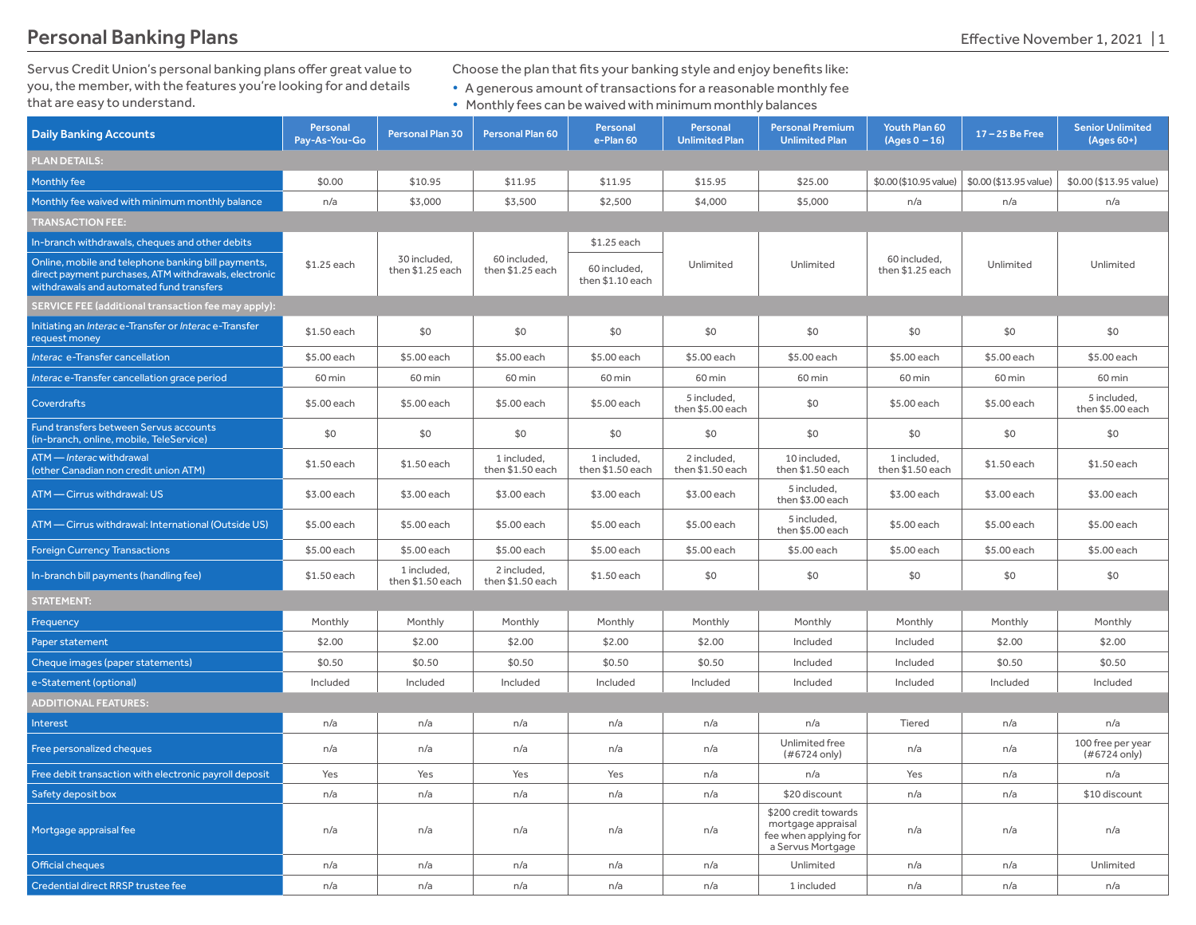# Personal Banking Plans

Effective November 1, 2021

Servus Credit Union's personal banking plans offer great value to you, the member, with the features you're looking for and details that are easy to understand.

Choose the plan that fits your banking style and enjoy benefits like:

- A generous amount of transactions for a reasonable monthly fee
- Monthly fees can be waived with minimum monthly balances

| Daily Banking Accounts | Personal Pay-As-You-Go | Personal Plan 30 | Personal Plan 60 | Personal e-Plan 60 | Personal Unlimited Plan | Personal Premium Unlimited Plan | Youth Plan 60 (Ages 0 – 16) | 17 – 25 Be Free | Senior Unlimited (Ages 60+) |
|---|---|---|---|---|---|---|---|---|---|
| **PLAN DETAILS:** | | | | | | | | | |
| Monthly fee | $0.00 | $10.95 | $11.95 | $11.95 | $15.95 | $25.00 | $0.00 ($10.95 value) | $0.00 ($13.95 value) | $0.00 ($13.95 value) |
| Monthly fee waived with minimum monthly balance | n/a | $3,000 | $3,500 | $2,500 | $4,000 | $5,000 | n/a | n/a | n/a |
| **TRANSACTION FEE:** | | | | | | | | | |
| In-branch withdrawals, cheques and other debits | $1.25 each | 30 included, then $1.25 each | 60 included, then $1.25 each | $1.25 each | Unlimited | Unlimited | 60 included, then $1.25 each | Unlimited | Unlimited |
| Online, mobile and telephone banking bill payments, direct payment purchases, ATM withdrawals, electronic withdrawals and automated fund transfers | | | | 60 included, then $1.10 each | | | | | |
| **SERVICE FEE (additional transaction fee may apply):** | | | | | | | | | |
| Initiating an *Interac* e-Transfer or *Interac* e-Transfer request money | $1.50 each | $0 | $0 | $0 | $0 | $0 | $0 | $0 | $0 |
| *Interac* e-Transfer cancellation | $5.00 each | $5.00 each | $5.00 each | $5.00 each | $5.00 each | $5.00 each | $5.00 each | $5.00 each | $5.00 each |
| *Interac* e-Transfer cancellation grace period | 60 min | 60 min | 60 min | 60 min | 60 min | 60 min | 60 min | 60 min | 60 min |
| Coverdrafts | $5.00 each | $5.00 each | $5.00 each | $5.00 each | 5 included, then $5.00 each | $0 | $5.00 each | $5.00 each | 5 included, then $5.00 each |
| Fund transfers between Servus accounts (in-branch, online, mobile, TeleService) | $0 | $0 | $0 | $0 | $0 | $0 | $0 | $0 | $0 |
| ATM — *Interac* withdrawal (other Canadian non credit union ATM) | $1.50 each | $1.50 each | 1 included, then $1.50 each | 1 included, then $1.50 each | 2 included, then $1.50 each | 10 included, then $1.50 each | 1 included, then $1.50 each | $1.50 each | $1.50 each |
| ATM — Cirrus withdrawal: US | $3.00 each | $3.00 each | $3.00 each | $3.00 each | $3.00 each | 5 included, then $3.00 each | $3.00 each | $3.00 each | $3.00 each |
| ATM — Cirrus withdrawal: International (Outside US) | $5.00 each | $5.00 each | $5.00 each | $5.00 each | $5.00 each | 5 included, then $5.00 each | $5.00 each | $5.00 each | $5.00 each |
| Foreign Currency Transactions | $5.00 each | $5.00 each | $5.00 each | $5.00 each | $5.00 each | $5.00 each | $5.00 each | $5.00 each | $5.00 each |
| In-branch bill payments (handling fee) | $1.50 each | 1 included, then $1.50 each | 2 included, then $1.50 each | $1.50 each | $0 | $0 | $0 | $0 | $0 |
| **STATEMENT:** | | | | | | | | | |
| Frequency | Monthly | Monthly | Monthly | Monthly | Monthly | Monthly | Monthly | Monthly | Monthly |
| Paper statement | $2.00 | $2.00 | $2.00 | $2.00 | $2.00 | Included | Included | $2.00 | $2.00 |
| Cheque images (paper statements) | $0.50 | $0.50 | $0.50 | $0.50 | $0.50 | Included | Included | $0.50 | $0.50 |
| e-Statement (optional) | Included | Included | Included | Included | Included | Included | Included | Included | Included |
| **ADDITIONAL FEATURES:** | | | | | | | | | |
| Interest | n/a | n/a | n/a | n/a | n/a | n/a | Tiered | n/a | n/a |
| Free personalized cheques | n/a | n/a | n/a | n/a | n/a | Unlimited free (#6724 only) | n/a | n/a | 100 free per year (#6724 only) |
| Free debit transaction with electronic payroll deposit | Yes | Yes | Yes | Yes | n/a | n/a | Yes | n/a | n/a |
| Safety deposit box | n/a | n/a | n/a | n/a | n/a | $20 discount | n/a | n/a | $10 discount |
| Mortgage appraisal fee | n/a | n/a | n/a | n/a | n/a | $200 credit towards mortgage appraisal fee when applying for a Servus Mortgage | n/a | n/a | n/a |
| Official cheques | n/a | n/a | n/a | n/a | n/a | Unlimited | n/a | n/a | Unlimited |
| Credential direct RRSP trustee fee | n/a | n/a | n/a | n/a | n/a | 1 included | n/a | n/a | n/a |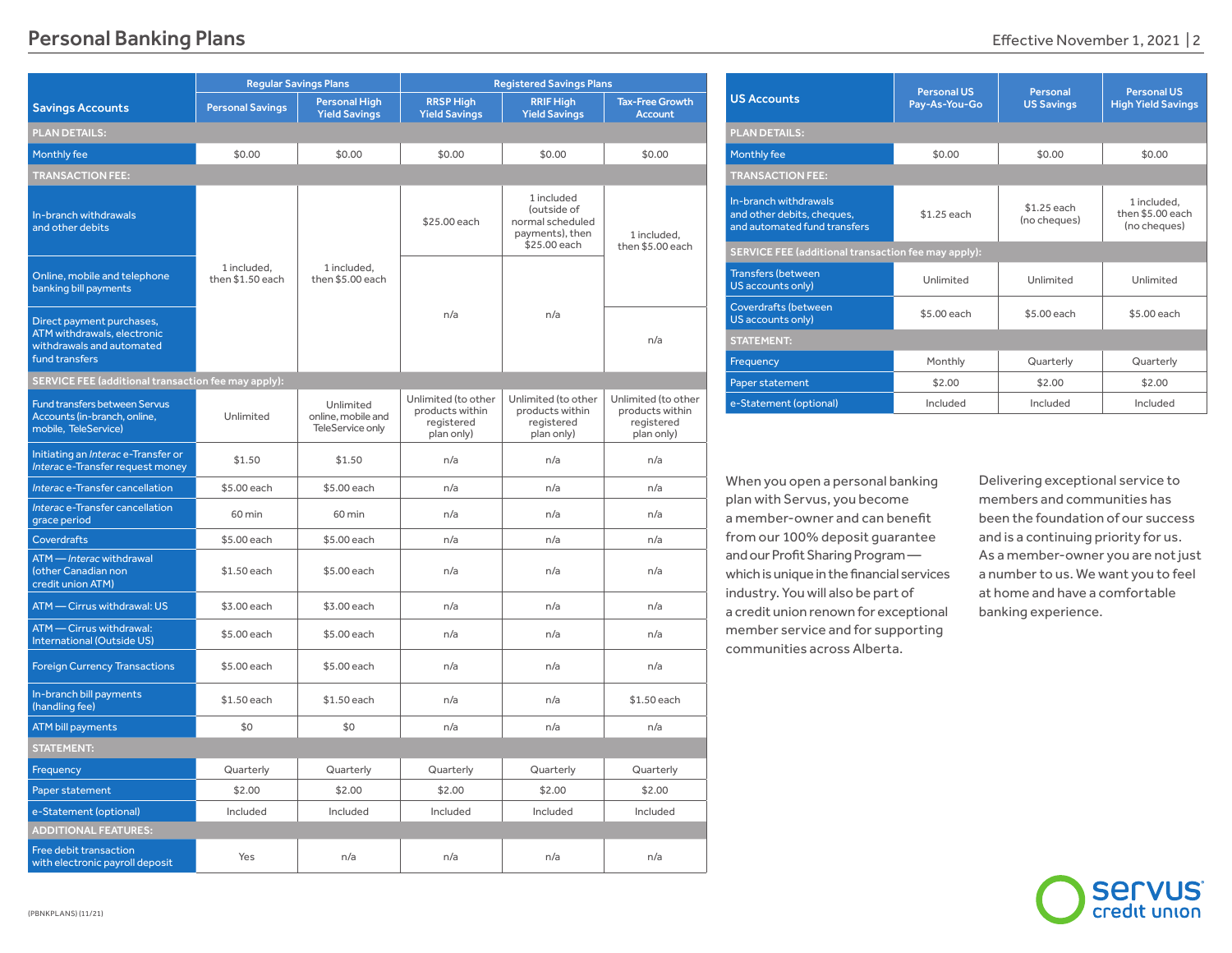# Personal Banking Plans

Effective November 1, 2021

| Savings Accounts | Regular Savings Plans | | Registered Savings Plans | | |
|---|---|---|---|---|---|
| | Personal Savings | Personal High Yield Savings | RRSP High Yield Savings | RRIF High Yield Savings | Tax-Free Growth Account |
| **PLAN DETAILS:** | | | | | |
| Monthly fee | $0.00 | $0.00 | $0.00 | $0.00 | $0.00 |
| **TRANSACTION FEE:** | | | | | |
| In-branch withdrawals and other debits | 1 included, then $1.50 each | 1 included, then $5.00 each | $25.00 each | 1 included (outside of normal scheduled payments), then $25.00 each | 1 included, then $5.00 each |
| Online, mobile and telephone banking bill payments | 1 included, then $1.50 each | 1 included, then $5.00 each | n/a | n/a | 1 included, then $5.00 each |
| Direct payment purchases, ATM withdrawals, electronic withdrawals and automated fund transfers | 1 included, then $1.50 each | 1 included, then $5.00 each | n/a | n/a | n/a |
| **SERVICE FEE (additional transaction fee may apply):** | | | | | |
| Fund transfers between Servus Accounts (in-branch, online, mobile, TeleService) | Unlimited | Unlimited online, mobile and TeleService only | Unlimited (to other products within registered plan only) | Unlimited (to other products within registered plan only) | Unlimited (to other products within registered plan only) |
| Initiating an *Interac* e-Transfer or *Interac* e-Transfer request money | $1.50 | $1.50 | n/a | n/a | n/a |
| *Interac* e-Transfer cancellation | $5.00 each | $5.00 each | n/a | n/a | n/a |
| *Interac* e-Transfer cancellation grace period | 60 min | 60 min | n/a | n/a | n/a |
| Coverdrafts | $5.00 each | $5.00 each | n/a | n/a | n/a |
| ATM — *Interac* withdrawal (other Canadian non credit union ATM) | $1.50 each | $5.00 each | n/a | n/a | n/a |
| ATM — Cirrus withdrawal: US | $3.00 each | $3.00 each | n/a | n/a | n/a |
| ATM — Cirrus withdrawal: International (Outside US) | $5.00 each | $5.00 each | n/a | n/a | n/a |
| Foreign Currency Transactions | $5.00 each | $5.00 each | n/a | n/a | n/a |
| In-branch bill payments (handling fee) | $1.50 each | $1.50 each | n/a | n/a | $1.50 each |
| ATM bill payments | $0 | $0 | n/a | n/a | n/a |
| **STATEMENT:** | | | | | |
| Frequency | Quarterly | Quarterly | Quarterly | Quarterly | Quarterly |
| Paper statement | $2.00 | $2.00 | $2.00 | $2.00 | $2.00 |
| e-Statement (optional) | Included | Included | Included | Included | Included |
| **ADDITIONAL FEATURES:** | | | | | |
| Free debit transaction with electronic payroll deposit | Yes | n/a | n/a | n/a | n/a |

| US Accounts | Personal US Pay-As-You-Go | Personal US Savings | Personal US High Yield Savings |
|---|---|---|---|
| **PLAN DETAILS:** | | | |
| Monthly fee | $0.00 | $0.00 | $0.00 |
| **TRANSACTION FEE:** | | | |
| In-branch withdrawals and other debits, cheques, and automated fund transfers | $1.25 each | $1.25 each (no cheques) | 1 included, then $5.00 each (no cheques) |
| **SERVICE FEE (additional transaction fee may apply):** | | | |
| Transfers (between US accounts only) | Unlimited | Unlimited | Unlimited |
| Coverdrafts (between US accounts only) | $5.00 each | $5.00 each | $5.00 each |
| **STATEMENT:** | | | |
| Frequency | Monthly | Quarterly | Quarterly |
| Paper statement | $2.00 | $2.00 | $2.00 |
| e-Statement (optional) | Included | Included | Included |

When you open a personal banking plan with Servus, you become a member-owner and can benefit from our 100% deposit guarantee and our Profit Sharing Program — which is unique in the financial services industry. You will also be part of a credit union renown for exceptional member service and for supporting communities across Alberta.

Delivering exceptional service to members and communities has been the foundation of our success and is a continuing priority for us. As a member-owner you are not just a number to us. We want you to feel at home and have a comfortable banking experience.

(PBNKPLANS) (11/21)

servus credit union